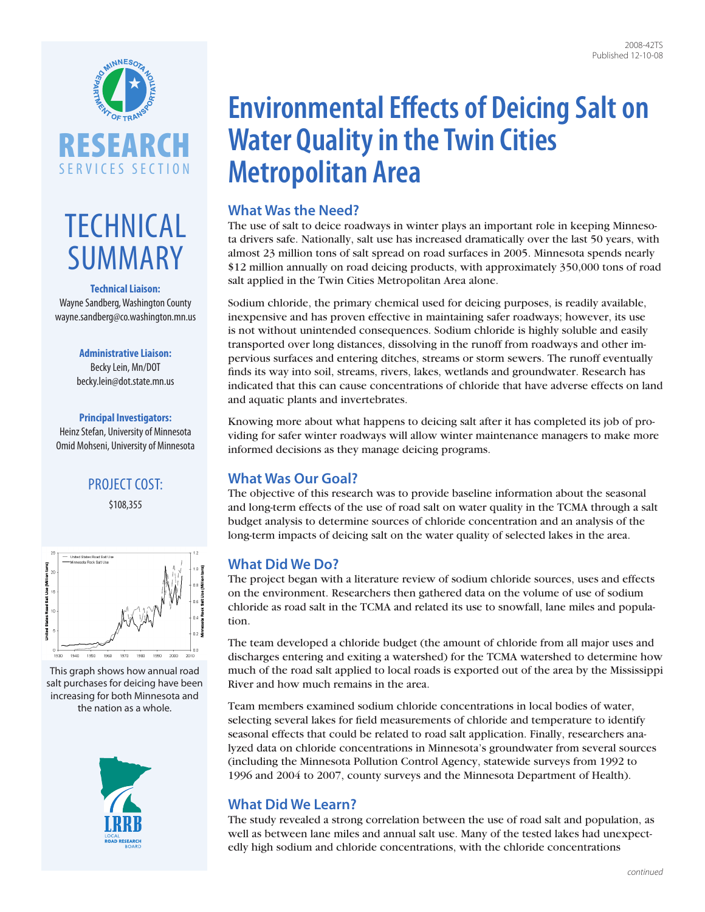2008-42TS
Published 12-10-08

RESEARCH
SERVICES SECTION

TECHNICAL SUMMARY

**Technical Liaison:**
Wayne Sandberg, Washington County
wayne.sandberg@co.washington.mn.us

**Administrative Liaison:**
Becky Lein, Mn/DOT
becky.lein@dot.state.mn.us

**Principal Investigators:**
Heinz Stefan, University of Minnesota
Omid Mohseni, University of Minnesota

PROJECT COST:
$108,355

This graph shows how annual road salt purchases for deicing have been increasing for both Minnesota and the nation as a whole.

# Environmental Effects of Deicing Salt on Water Quality in the Twin Cities Metropolitan Area

## What Was the Need?

The use of salt to deice roadways in winter plays an important role in keeping Minnesota drivers safe. Nationally, salt use has increased dramatically over the last 50 years, with almost 23 million tons of salt spread on road surfaces in 2005. Minnesota spends nearly $12 million annually on road deicing products, with approximately 350,000 tons of road salt applied in the Twin Cities Metropolitan Area alone.

Sodium chloride, the primary chemical used for deicing purposes, is readily available, inexpensive and has proven effective in maintaining safer roadways; however, its use is not without unintended consequences. Sodium chloride is highly soluble and easily transported over long distances, dissolving in the runoff from roadways and other impervious surfaces and entering ditches, streams or storm sewers. The runoff eventually finds its way into soil, streams, rivers, lakes, wetlands and groundwater. Research has indicated that this can cause concentrations of chloride that have adverse effects on land and aquatic plants and invertebrates.

Knowing more about what happens to deicing salt after it has completed its job of providing for safer winter roadways will allow winter maintenance managers to make more informed decisions as they manage deicing programs.

## What Was Our Goal?

The objective of this research was to provide baseline information about the seasonal and long-term effects of the use of road salt on water quality in the TCMA through a salt budget analysis to determine sources of chloride concentration and an analysis of the long-term impacts of deicing salt on the water quality of selected lakes in the area.

## What Did We Do?

The project began with a literature review of sodium chloride sources, uses and effects on the environment. Researchers then gathered data on the volume of use of sodium chloride as road salt in the TCMA and related its use to snowfall, lane miles and population.

The team developed a chloride budget (the amount of chloride from all major uses and discharges entering and exiting a watershed) for the TCMA watershed to determine how much of the road salt applied to local roads is exported out of the area by the Mississippi River and how much remains in the area.

Team members examined sodium chloride concentrations in local bodies of water, selecting several lakes for field measurements of chloride and temperature to identify seasonal effects that could be related to road salt application. Finally, researchers analyzed data on chloride concentrations in Minnesota's groundwater from several sources (including the Minnesota Pollution Control Agency, statewide surveys from 1992 to 1996 and 2004 to 2007, county surveys and the Minnesota Department of Health).

## What Did We Learn?

The study revealed a strong correlation between the use of road salt and population, as well as between lane miles and annual salt use. Many of the tested lakes had unexpectedly high sodium and chloride concentrations, with the chloride concentrations

*continued*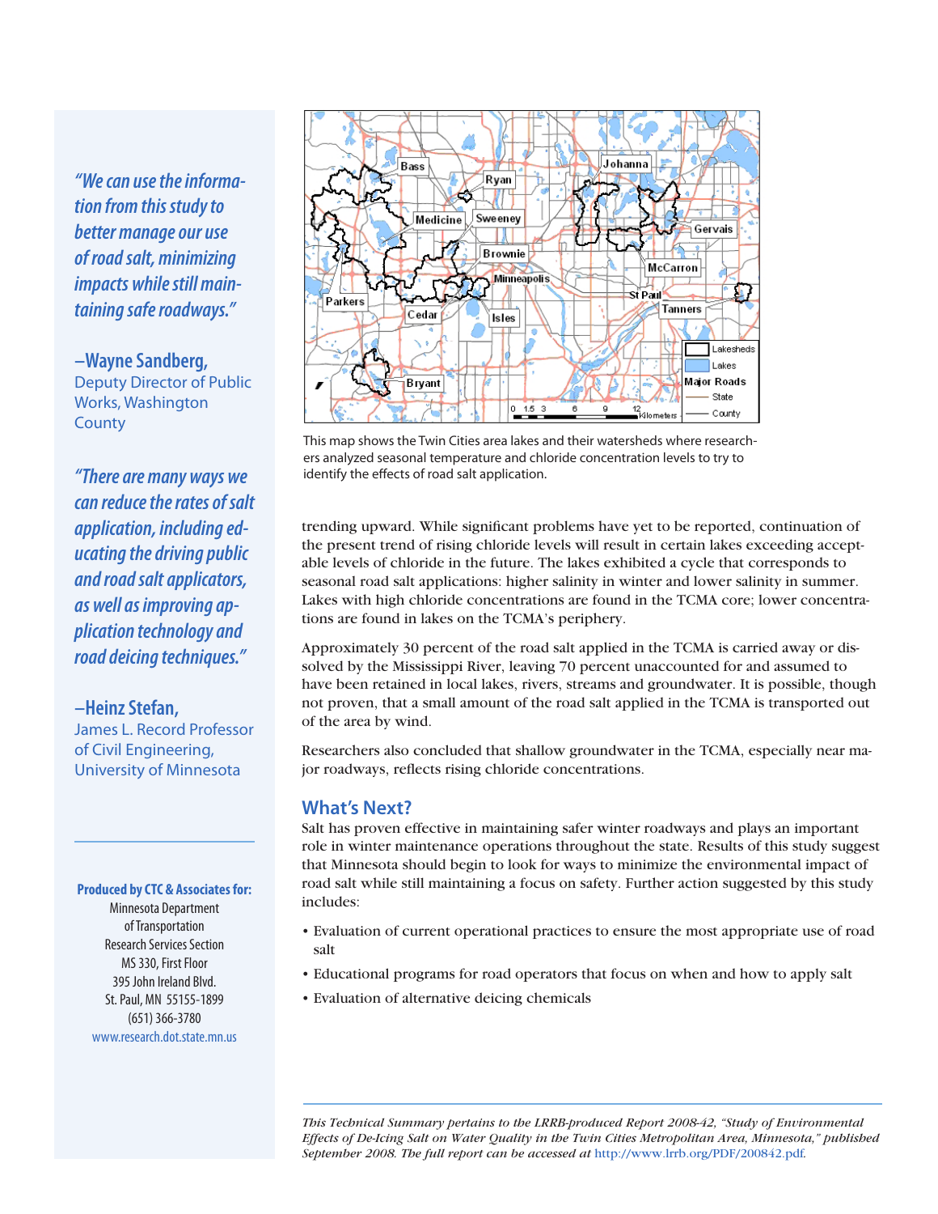*"We can use the information from this study to better manage our use of road salt, minimizing impacts while still maintaining safe roadways."*

**–Wayne Sandberg,**
Deputy Director of Public Works, Washington County

*"There are many ways we can reduce the rates of salt application, including educating the driving public and road salt applicators, as well as improving application technology and road deicing techniques."*

**–Heinz Stefan,**
James L. Record Professor of Civil Engineering, University of Minnesota

**Produced by CTC & Associates for:**
Minnesota Department of Transportation
Research Services Section
MS 330, First Floor
395 John Ireland Blvd.
St. Paul, MN 55155-1899
(651) 366-3780
www.research.dot.state.mn.us

Bass
Ryan
Johanna
Medicine
Sweeney
Gervais
Brownie
McCarron
Minneapolis
St Paul
Parkers
Cedar
Isles
Tanners
Bryant
Lakesheds
Lakes
Major Roads
State
County
0 1.5 3 6 9 12 Kilometers

This map shows the Twin Cities area lakes and their watersheds where researchers analyzed seasonal temperature and chloride concentration levels to try to identify the effects of road salt application.

trending upward. While significant problems have yet to be reported, continuation of the present trend of rising chloride levels will result in certain lakes exceeding acceptable levels of chloride in the future. The lakes exhibited a cycle that corresponds to seasonal road salt applications: higher salinity in winter and lower salinity in summer. Lakes with high chloride concentrations are found in the TCMA core; lower concentrations are found in lakes on the TCMA's periphery.

Approximately 30 percent of the road salt applied in the TCMA is carried away or dissolved by the Mississippi River, leaving 70 percent unaccounted for and assumed to have been retained in local lakes, rivers, streams and groundwater. It is possible, though not proven, that a small amount of the road salt applied in the TCMA is transported out of the area by wind.

Researchers also concluded that shallow groundwater in the TCMA, especially near major roadways, reflects rising chloride concentrations.

## What's Next?

Salt has proven effective in maintaining safer winter roadways and plays an important role in winter maintenance operations throughout the state. Results of this study suggest that Minnesota should begin to look for ways to minimize the environmental impact of road salt while still maintaining a focus on safety. Further action suggested by this study includes:

- Evaluation of current operational practices to ensure the most appropriate use of road salt
- Educational programs for road operators that focus on when and how to apply salt
- Evaluation of alternative deicing chemicals

*This Technical Summary pertains to the LRRB-produced Report 2008-42, "Study of Environmental Effects of De-Icing Salt on Water Quality in the Twin Cities Metropolitan Area, Minnesota," published September 2008. The full report can be accessed at* http://www.lrrb.org/PDF/200842.pdf.